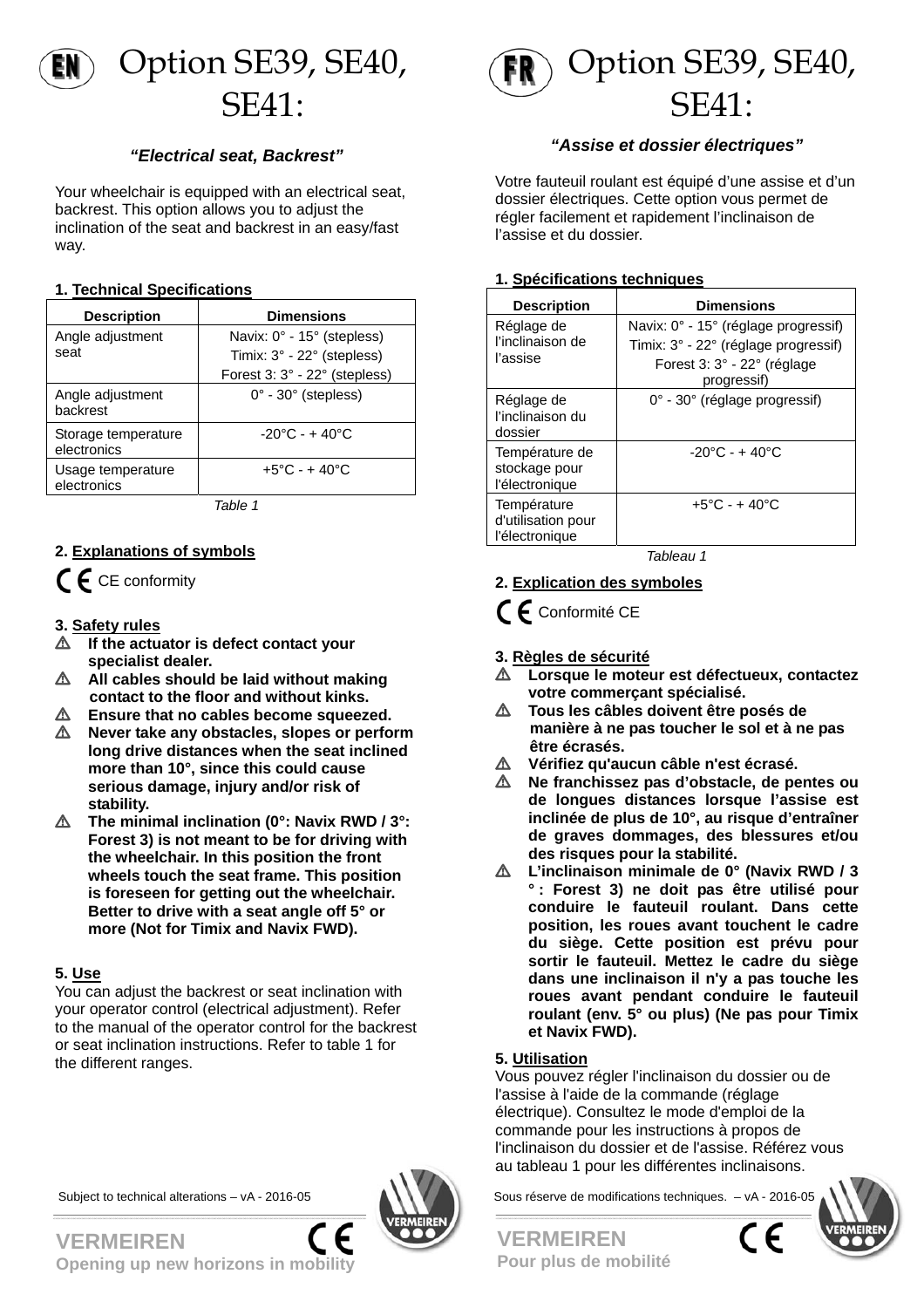# EN Option SE39, SE40, SE41:

*"Electrical seat, Backrest"*

Your wheelchair is equipped with an electrical seat, backrest. This option allows you to adjust the inclination of the seat and backrest in an easy/fast way.

## 1. Technical Specifications

| Description | Dimensions |
|---|---|
| Angle adjustment seat | Navix: 0° - 15° (stepless)<br>Timix: 3° - 22° (stepless)<br>Forest 3: 3° - 22° (stepless) |
| Angle adjustment backrest | 0° - 30° (stepless) |
| Storage temperature electronics | -20°C - + 40°C |
| Usage temperature electronics | +5°C - + 40°C |

*Table 1*

## 2. Explanations of symbols

CE CE conformity

## 3. Safety rules

- ⚠ **If the actuator is defect contact your specialist dealer.**
- ⚠ **All cables should be laid without making contact to the floor and without kinks.**
- ⚠ **Ensure that no cables become squeezed.**
- ⚠ **Never take any obstacles, slopes or perform long drive distances when the seat inclined more than 10°, since this could cause serious damage, injury and/or risk of stability.**
- ⚠ **The minimal inclination (0°: Navix RWD / 3°: Forest 3) is not meant to be for driving with the wheelchair. In this position the front wheels touch the seat frame. This position is foreseen for getting out the wheelchair. Better to drive with a seat angle off 5° or more (Not for Timix and Navix FWD).**

## 5. Use

You can adjust the backrest or seat inclination with your operator control (electrical adjustment). Refer to the manual of the operator control for the backrest or seat inclination instructions. Refer to table 1 for the different ranges.

Subject to technical alterations – vA - 2016-05

**VERMEIREN**
**Opening up new horizons in mobility**

# FR Option SE39, SE40, SE41:

*"Assise et dossier électriques"*

Votre fauteuil roulant est équipé d'une assise et d'un dossier électriques. Cette option vous permet de régler facilement et rapidement l'inclinaison de l'assise et du dossier.

## 1. Spécifications techniques

| Description | Dimensions |
|---|---|
| Réglage de l'inclinaison de l'assise | Navix: 0° - 15° (réglage progressif)<br>Timix: 3° - 22° (réglage progressif)<br>Forest 3: 3° - 22° (réglage progressif) |
| Réglage de l'inclinaison du dossier | 0° - 30° (réglage progressif) |
| Température de stockage pour l'électronique | -20°C - + 40°C |
| Température d'utilisation pour l'électronique | +5°C - + 40°C |

*Tableau 1*

## 2. Explication des symboles

CE Conformité CE

## 3. Règles de sécurité

- ⚠ **Lorsque le moteur est défectueux, contactez votre commerçant spécialisé.**
- ⚠ **Tous les câbles doivent être posés de manière à ne pas toucher le sol et à ne pas être écrasés.**
- ⚠ **Vérifiez qu'aucun câble n'est écrasé.**
- ⚠ **Ne franchissez pas d'obstacle, de pentes ou de longues distances lorsque l'assise est inclinée de plus de 10°, au risque d'entraîner de graves dommages, des blessures et/ou des risques pour la stabilité.**
- ⚠ **L'inclinaison minimale de 0° (Navix RWD / 3 ° : Forest 3) ne doit pas être utilisé pour conduire le fauteuil roulant. Dans cette position, les roues avant touchent le cadre du siège. Cette position est prévu pour sortir le fauteuil. Mettez le cadre du siège dans une inclinaison il n'y a pas touche les roues avant pendant conduire le fauteuil roulant (env. 5° ou plus) (Ne pas pour Timix et Navix FWD).**

## 5. Utilisation

Vous pouvez régler l'inclinaison du dossier ou de l'assise à l'aide de la commande (réglage électrique). Consultez le mode d'emploi de la commande pour les instructions à propos de l'inclinaison du dossier et de l'assise. Référez vous au tableau 1 pour les différentes inclinaisons.

Sous réserve de modifications techniques. – vA - 2016-05

**VERMEIREN**
**Pour plus de mobilité**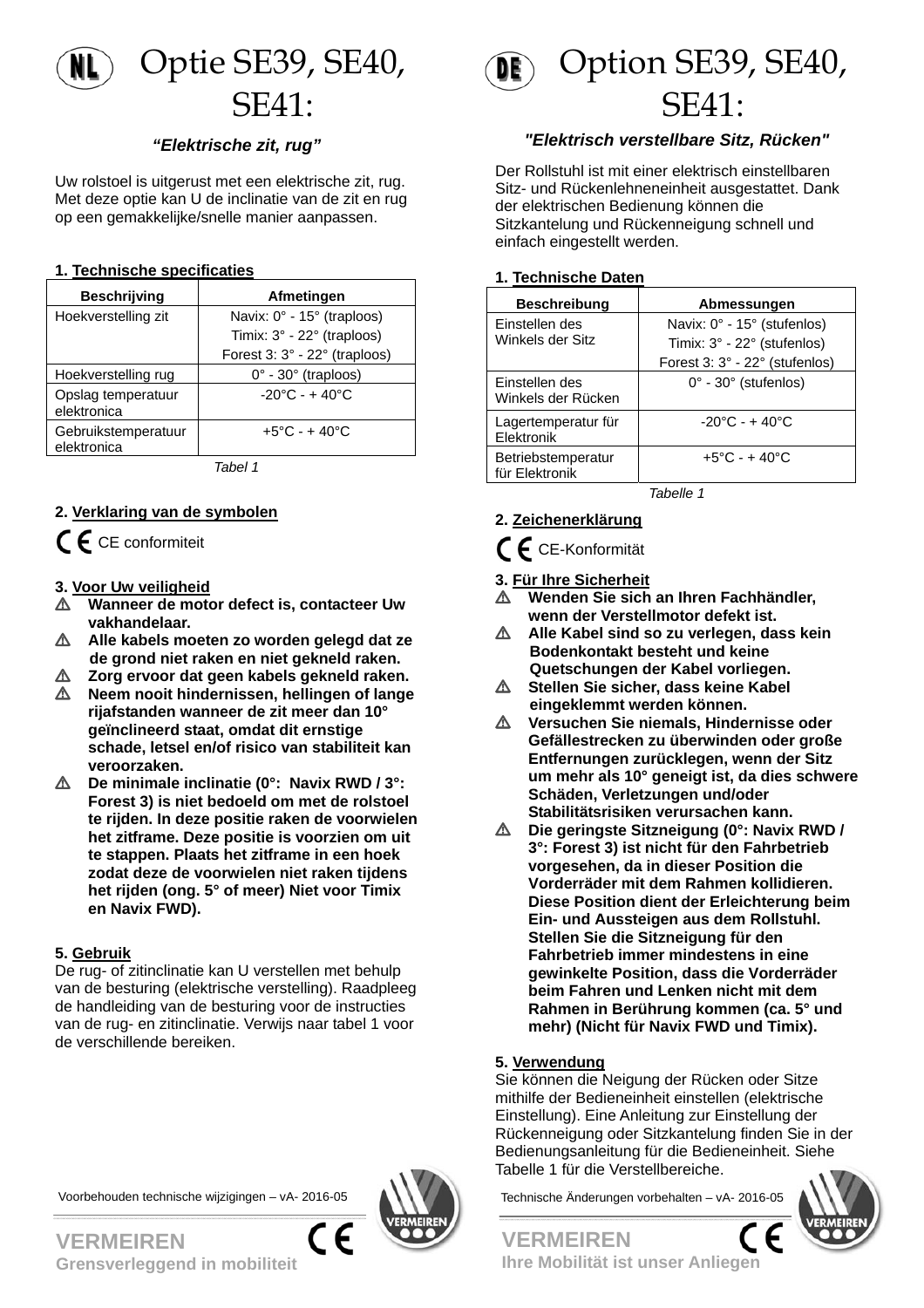# Optie SE39, SE40, SE41:

*"Elektrische zit, rug"*

Uw rolstoel is uitgerust met een elektrische zit, rug. Met deze optie kan U de inclinatie van de zit en rug op een gemakkelijke/snelle manier aanpassen.

## 1. Technische specificaties

| Beschrijving | Afmetingen |
|---|---|
| Hoekverstelling zit | Navix: 0° - 15° (traploos)<br>Timix: 3° - 22° (traploos)<br>Forest 3: 3° - 22° (traploos) |
| Hoekverstelling rug | 0° - 30° (traploos) |
| Opslag temperatuur elektronica | -20°C - + 40°C |
| Gebruikstemperatuur elektronica | +5°C - + 40°C |

*Tabel 1*

## 2. Verklaring van de symbolen

CE CE conformiteit

## 3. Voor Uw veiligheid

- ⚠ **Wanneer de motor defect is, contacteer Uw vakhandelaar.**
- ⚠ **Alle kabels moeten zo worden gelegd dat ze de grond niet raken en niet gekneld raken.**
- ⚠ **Zorg ervoor dat geen kabels gekneld raken.**
- ⚠ **Neem nooit hindernissen, hellingen of lange rijafstanden wanneer de zit meer dan 10° geïnclineerd staat, omdat dit ernstige schade, letsel en/of risico van stabiliteit kan veroorzaken.**
- ⚠ **De minimale inclinatie (0°: Navix RWD / 3°: Forest 3) is niet bedoeld om met de rolstoel te rijden. In deze positie raken de voorwielen het zitframe. Deze positie is voorzien om uit te stappen. Plaats het zitframe in een hoek zodat deze de voorwielen niet raken tijdens het rijden (ong. 5° of meer) Niet voor Timix en Navix FWD).**

## 5. Gebruik

De rug- of zitinclinatie kan U verstellen met behulp van de besturing (elektrische verstelling). Raadpleeg de handleiding van de besturing voor de instructies van de rug- en zitinclinatie. Verwijs naar tabel 1 voor de verschillende bereiken.

Voorbehouden technische wijzigingen – vA- 2016-05

VERMEIREN
Grensverleggend in mobiliteit

# Option SE39, SE40, SE41:

*"Elektrisch verstellbare Sitz, Rücken"*

Der Rollstuhl ist mit einer elektrisch einstellbaren Sitz- und Rückenlehneneinheit ausgestattet. Dank der elektrischen Bedienung können die Sitzkantelung und Rückenneigung schnell und einfach eingestellt werden.

## 1. Technische Daten

| Beschreibung | Abmessungen |
|---|---|
| Einstellen des Winkels der Sitz | Navix: 0° - 15° (stufenlos)<br>Timix: 3° - 22° (stufenlos)<br>Forest 3: 3° - 22° (stufenlos) |
| Einstellen des Winkels der Rücken | 0° - 30° (stufenlos) |
| Lagertemperatur für Elektronik | -20°C - + 40°C |
| Betriebstemperatur für Elektronik | +5°C - + 40°C |

*Tabelle 1*

## 2. Zeichenerklärung

CE CE-Konformität

## 3. Für Ihre Sicherheit

- ⚠ **Wenden Sie sich an Ihren Fachhändler, wenn der Verstellmotor defekt ist.**
- ⚠ **Alle Kabel sind so zu verlegen, dass kein Bodenkontakt besteht und keine Quetschungen der Kabel vorliegen.**
- ⚠ **Stellen Sie sicher, dass keine Kabel eingeklemmt werden können.**
- ⚠ **Versuchen Sie niemals, Hindernisse oder Gefällestrecken zu überwinden oder große Entfernungen zurücklegen, wenn der Sitz um mehr als 10° geneigt ist, da dies schwere Schäden, Verletzungen und/oder Stabilitätsrisiken verursachen kann.**
- ⚠ **Die geringste Sitzneigung (0°: Navix RWD / 3°: Forest 3) ist nicht für den Fahrbetrieb vorgesehen, da in dieser Position die Vorderräder mit dem Rahmen kollidieren. Diese Position dient der Erleichterung beim Ein- und Aussteigen aus dem Rollstuhl. Stellen Sie die Sitzneigung für den Fahrbetrieb immer mindestens in eine gewinkelte Position, dass die Vorderräder beim Fahren und Lenken nicht mit dem Rahmen in Berührung kommen (ca. 5° und mehr) (Nicht für Navix FWD und Timix).**

## 5. Verwendung

Sie können die Neigung der Rücken oder Sitze mithilfe der Bedieneinheit einstellen (elektrische Einstellung). Eine Anleitung zur Einstellung der Rückenneigung oder Sitzkantelung finden Sie in der Bedienungsanleitung für die Bedieneinheit. Siehe Tabelle 1 für die Verstellbereiche.

Technische Änderungen vorbehalten – vA- 2016-05

VERMEIREN
Ihre Mobilität ist unser Anliegen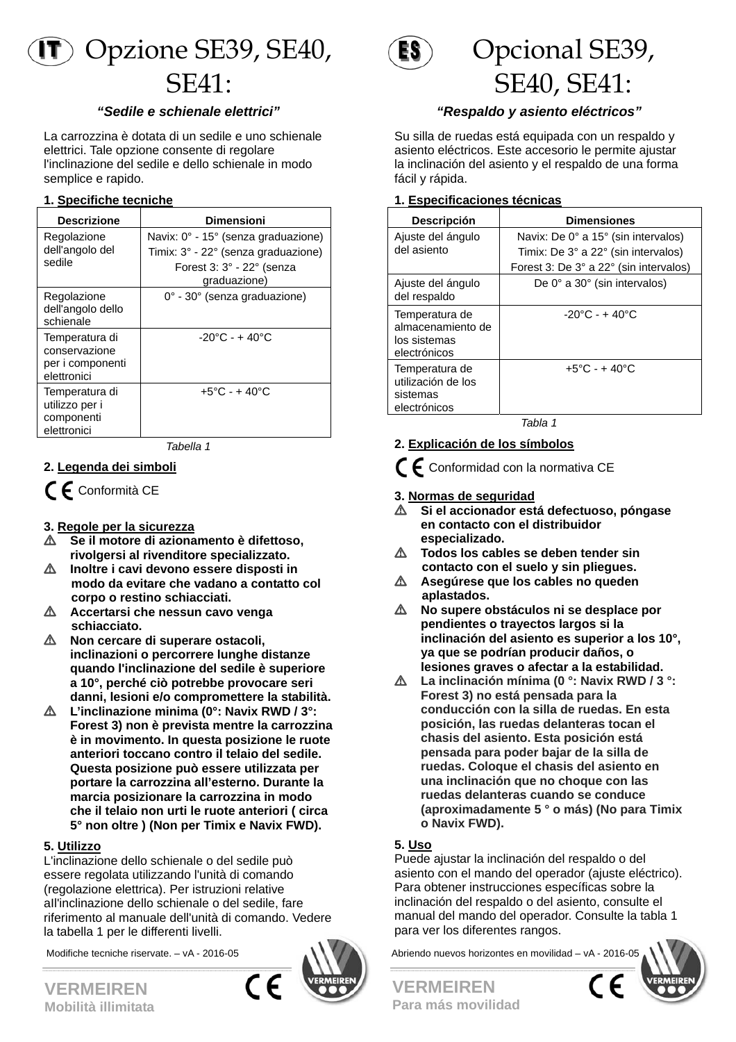# IT Opzione SE39, SE40, SE41:

*"Sedile e schienale elettrici"*

La carrozzina è dotata di un sedile e uno schienale elettrici. Tale opzione consente di regolare l'inclinazione del sedile e dello schienale in modo semplice e rapido.

**1. Specifiche tecniche**

| Descrizione | Dimensioni |
|---|---|
| Regolazione dell'angolo del sedile | Navix: 0° - 15° (senza graduazione)<br>Timix: 3° - 22° (senza graduazione)<br>Forest 3: 3° - 22° (senza graduazione) |
| Regolazione dell'angolo dello schienale | 0° - 30° (senza graduazione) |
| Temperatura di conservazione per i componenti elettronici | -20°C - + 40°C |
| Temperatura di utilizzo per i componenti elettronici | +5°C - + 40°C |

Tabella 1

**2. Legenda dei simboli**

CE Conformità CE

**3. Regole per la sicurezza**

- ⚠ **Se il motore di azionamento è difettoso, rivolgersi al rivenditore specializzato.**
- ⚠ **Inoltre i cavi devono essere disposti in modo da evitare che vadano a contatto col corpo o restino schiacciati.**
- ⚠ **Accertarsi che nessun cavo venga schiacciato.**
- ⚠ **Non cercare di superare ostacoli, inclinazioni o percorrere lunghe distanze quando l'inclinazione del sedile è superiore a 10°, perché ciò potrebbe provocare seri danni, lesioni e/o compromettere la stabilità.**
- ⚠ **L'inclinazione minima (0°: Navix RWD / 3°: Forest 3) non è prevista mentre la carrozzina è in movimento. In questa posizione le ruote anteriori toccano contro il telaio del sedile. Questa posizione può essere utilizzata per portare la carrozzina all'esterno. Durante la marcia posizionare la carrozzina in modo che il telaio non urti le ruote anteriori ( circa 5° non oltre ) (Non per Timix e Navix FWD).**

**5. Utilizzo**

L'inclinazione dello schienale o del sedile può essere regolata utilizzando l'unità di comando (regolazione elettrica). Per istruzioni relative all'inclinazione dello schienale o del sedile, fare riferimento al manuale dell'unità di comando. Vedere la tabella 1 per le differenti livelli.

Modifiche tecniche riservate. – vA - 2016-05

VERMEIREN
Mobilità illimitata

# ES Opcional SE39, SE40, SE41:

*"Respaldo y asiento eléctricos"*

Su silla de ruedas está equipada con un respaldo y asiento eléctricos. Este accesorio le permite ajustar la inclinación del asiento y el respaldo de una forma fácil y rápida.

**1. Especificaciones técnicas**

| Descripción | Dimensiones |
|---|---|
| Ajuste del ángulo del asiento | Navix: De 0° a 15° (sin intervalos)<br>Timix: De 3° a 22° (sin intervalos)<br>Forest 3: De 3° a 22° (sin intervalos) |
| Ajuste del ángulo del respaldo | De 0° a 30° (sin intervalos) |
| Temperatura de almacenamiento de los sistemas electrónicos | -20°C - + 40°C |
| Temperatura de utilización de los sistemas electrónicos | +5°C - + 40°C |

Tabla 1

**2. Explicación de los símbolos**

CE Conformidad con la normativa CE

**3. Normas de seguridad**

- ⚠ **Si el accionador está defectuoso, póngase en contacto con el distribuidor especializado.**
- ⚠ **Todos los cables se deben tender sin contacto con el suelo y sin pliegues.**
- ⚠ **Asegúrese que los cables no queden aplastados.**
- ⚠ **No supere obstáculos ni se desplace por pendientes o trayectos largos si la inclinación del asiento es superior a los 10°, ya que se podrían producir daños, o lesiones graves o afectar a la estabilidad.**
- ⚠ **La inclinación mínima (0 °: Navix RWD / 3 °: Forest 3) no está pensada para la conducción con la silla de ruedas. En esta posición, las ruedas delanteras tocan el chasis del asiento. Esta posición está pensada para poder bajar de la silla de ruedas. Coloque el chasis del asiento en una inclinación que no choque con las ruedas delanteras cuando se conduce (aproximadamente 5 ° o más) (No para Timix o Navix FWD).**

**5. Uso**

Puede ajustar la inclinación del respaldo o del asiento con el mando del operador (ajuste eléctrico). Para obtener instrucciones específicas sobre la inclinación del respaldo o del asiento, consulte el manual del mando del operador. Consulte la tabla 1 para ver los diferentes rangos.

Abriendo nuevos horizontes en movilidad – vA - 2016-05

VERMEIREN
Para más movilidad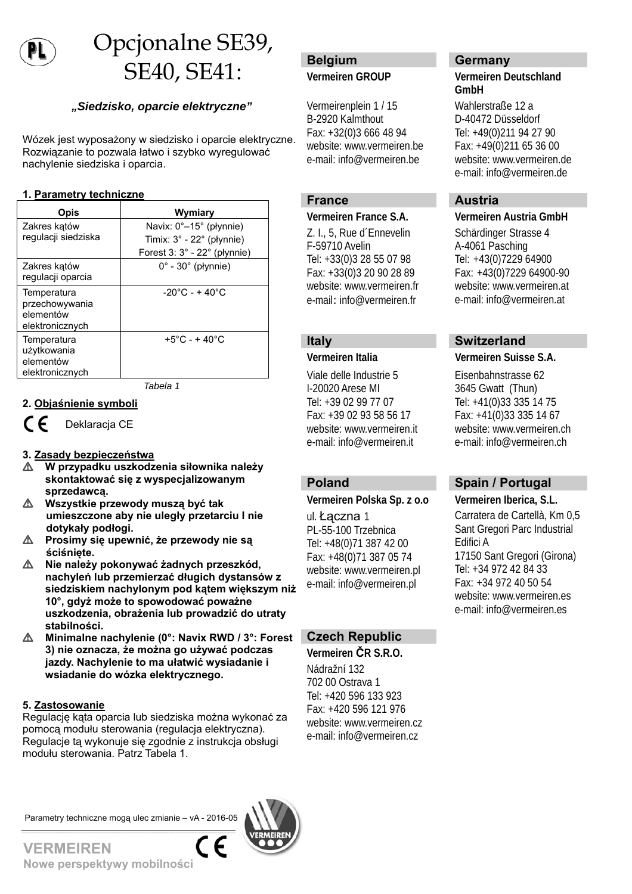# Opcjonalne SE39, SE40, SE41:

***„Siedzisko, oparcie elektryczne"***

Wózek jest wyposażony w siedzisko i oparcie elektryczne. Rozwiązanie to pozwala łatwo i szybko wyregulować nachylenie siedziska i oparcia.

**1. Parametry techniczne**

| Opis | Wymiary |
|---|---|
| Zakres kątów regulacji siedziska | Navix: 0°–15° (płynnie)<br>Timix: 3° - 22° (płynnie)<br>Forest 3: 3° - 22° (płynnie) |
| Zakres kątów regulacji oparcia | 0° - 30° (płynnie) |
| Temperatura przechowywania elementów elektronicznych | -20°C - + 40°C |
| Temperatura użytkowania elementów elektronicznych | +5°C - + 40°C |

*Tabela 1*

**2. Objaśnienie symboli**

CE Deklaracja CE

**3. Zasady bezpieczeństwa**

- ⚠ **W przypadku uszkodzenia siłownika należy skontaktować się z wyspecjalizowanym sprzedawcą.**
- ⚠ **Wszystkie przewody muszą być tak umieszczone aby nie uległy przetarciu I nie dotykały podłogi.**
- ⚠ **Prosimy się upewnić, że przewody nie są ściśnięte.**
- ⚠ **Nie należy pokonywać żadnych przeszkód, nachyleń lub przemierzać długich dystansów z siedziskiem nachylonym pod kątem większym niż 10°, gdyż może to spowodować poważne uszkodzenia, obrażenia lub prowadzić do utraty stabilności.**
- ⚠ **Minimalne nachylenie (0°: Navix RWD / 3°: Forest 3) nie oznacza, że można go używać podczas jazdy. Nachylenie to ma ułatwić wysiadanie i wsiadanie do wózka elektrycznego.**

**5. Zastosowanie**

Regulację kąta oparcia lub siedziska można wykonać za pomocą modułu sterowania (regulacja elektryczna). Regulacje tą wykonuje się zgodnie z instrukcja obsługi modułu sterowania. Patrz Tabela 1.

### Belgium

**Vermeiren GROUP**

Vermeirenplein 1 / 15
B-2920 Kalmthout
Fax: +32(0)3 666 48 94
website: www.vermeiren.be
e-mail: info@vermeiren.be

### Germany

**Vermeiren Deutschland GmbH**

Wahlerstraße 12 a
D-40472 Düsseldorf
Tel: +49(0)211 94 27 90
Fax: +49(0)211 65 36 00
website: www.vermeiren.de
e-mail: info@vermeiren.de

### France

**Vermeiren France S.A.**

Z. I., 5, Rue d´Ennevelin
F-59710 Avelin
Tel: +33(0)3 28 55 07 98
Fax: +33(0)3 20 90 28 89
website: www.vermeiren.fr
e-mail: info@vermeiren.fr

### Austria

**Vermeiren Austria GmbH**

Schärdinger Strasse 4
A-4061 Pasching
Tel: +43(0)7229 64900
Fax: +43(0)7229 64900-90
website: www.vermeiren.at
e-mail: info@vermeiren.at

### Italy

**Vermeiren Italia**

Viale delle Industrie 5
I-20020 Arese MI
Tel: +39 02 99 77 07
Fax: +39 02 93 58 56 17
website: www.vermeiren.it
e-mail: info@vermeiren.it

### Switzerland

**Vermeiren Suisse S.A.**

Eisenbahnstrasse 62
3645 Gwatt (Thun)
Tel: +41(0)33 335 14 75
Fax: +41(0)33 335 14 67
website: www.vermeiren.ch
e-mail: info@vermeiren.ch

### Poland

**Vermeiren Polska Sp. z o.o**

ul. Łączna 1
PL-55-100 Trzebnica
Tel: +48(0)71 387 42 00
Fax: +48(0)71 387 05 74
website: www.vermeiren.pl
e-mail: info@vermeiren.pl

### Spain / Portugal

**Vermeiren Iberica, S.L.**

Carratera de Cartellà, Km 0,5
Sant Gregori Parc Industrial
Edifici A
17150 Sant Gregori (Girona)
Tel: +34 972 42 84 33
Fax: +34 972 40 50 54
website: www.vermeiren.es
e-mail: info@vermeiren.es

### Czech Republic

**Vermeiren ČR S.R.O.**

Nádražní 132
702 00 Ostrava 1
Tel: +420 596 133 923
Fax: +420 596 121 976
website: www.vermeiren.cz
e-mail: info@vermeiren.cz

Parametry techniczne mogą ulec zmianie – vA - 2016-05

**VERMEIREN**
**Nowe perspektywy mobilności**